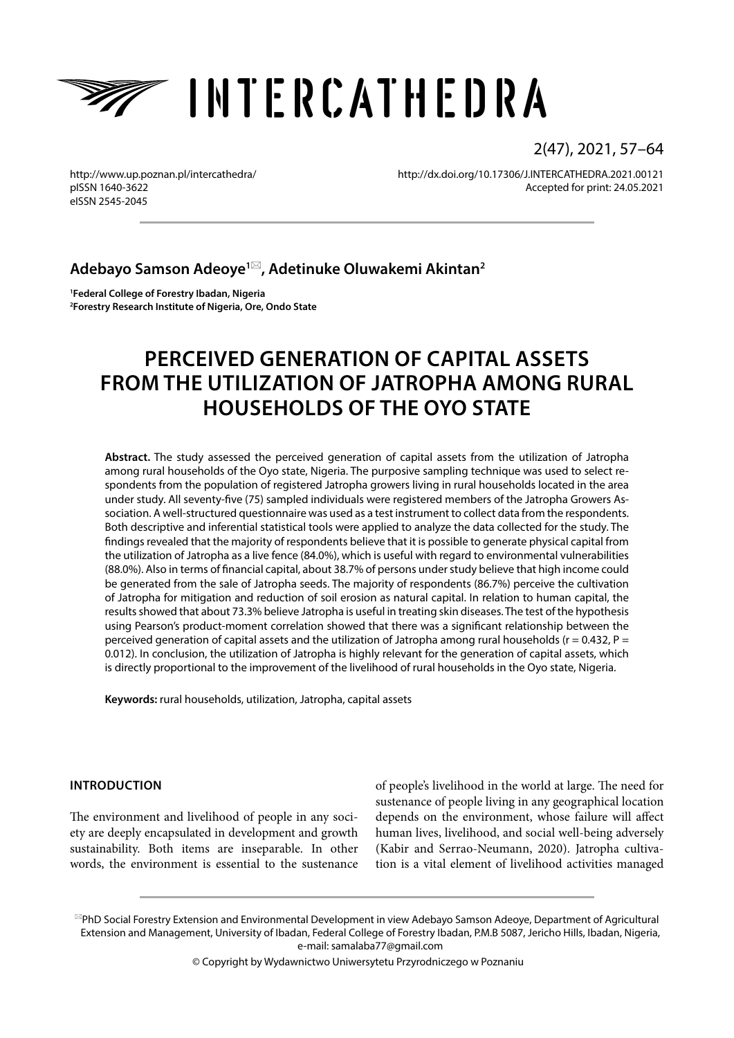# INTERCATHEDRA

2(47), 2021, 57–64

http://www.up.poznan.pl/intercathedra/
pISSN 1640-3622
eISSN 2545-2045

http://dx.doi.org/10.17306/J.INTERCATHEDRA.2021.00121
Accepted for print: 24.05.2021

**Adebayo Samson Adeoye[1]✉, Adetinuke Oluwakemi Akintan[2]**

[1]**Federal College of Forestry Ibadan, Nigeria**
[2]**Forestry Research Institute of Nigeria, Ore, Ondo State**

# PERCEIVED GENERATION OF CAPITAL ASSETS FROM THE UTILIZATION OF JATROPHA AMONG RURAL HOUSEHOLDS OF THE OYO STATE

**Abstract.** The study assessed the perceived generation of capital assets from the utilization of Jatropha among rural households of the Oyo state, Nigeria. The purposive sampling technique was used to select respondents from the population of registered Jatropha growers living in rural households located in the area under study. All seventy-five (75) sampled individuals were registered members of the Jatropha Growers Association. A well-structured questionnaire was used as a test instrument to collect data from the respondents. Both descriptive and inferential statistical tools were applied to analyze the data collected for the study. The findings revealed that the majority of respondents believe that it is possible to generate physical capital from the utilization of Jatropha as a live fence (84.0%), which is useful with regard to environmental vulnerabilities (88.0%). Also in terms of financial capital, about 38.7% of persons under study believe that high income could be generated from the sale of Jatropha seeds. The majority of respondents (86.7%) perceive the cultivation of Jatropha for mitigation and reduction of soil erosion as natural capital. In relation to human capital, the results showed that about 73.3% believe Jatropha is useful in treating skin diseases. The test of the hypothesis using Pearson's product-moment correlation showed that there was a significant relationship between the perceived generation of capital assets and the utilization of Jatropha among rural households ($r = 0.432$, $P = 0.012$). In conclusion, the utilization of Jatropha is highly relevant for the generation of capital assets, which is directly proportional to the improvement of the livelihood of rural households in the Oyo state, Nigeria.

**Keywords:** rural households, utilization, Jatropha, capital assets

## INTRODUCTION

The environment and livelihood of people in any society are deeply encapsulated in development and growth sustainability. Both items are inseparable. In other words, the environment is essential to the sustenance of people's livelihood in the world at large. The need for sustenance of people living in any geographical location depends on the environment, whose failure will affect human lives, livelihood, and social well-being adversely (Kabir and Serrao-Neumann, 2020). Jatropha cultivation is a vital element of livelihood activities managed

✉PhD Social Forestry Extension and Environmental Development in view Adebayo Samson Adeoye, Department of Agricultural Extension and Management, University of Ibadan, Federal College of Forestry Ibadan, P.M.B 5087, Jericho Hills, Ibadan, Nigeria, e-mail: samalaba77@gmail.com

© Copyright by Wydawnictwo Uniwersytetu Przyrodniczego w Poznaniu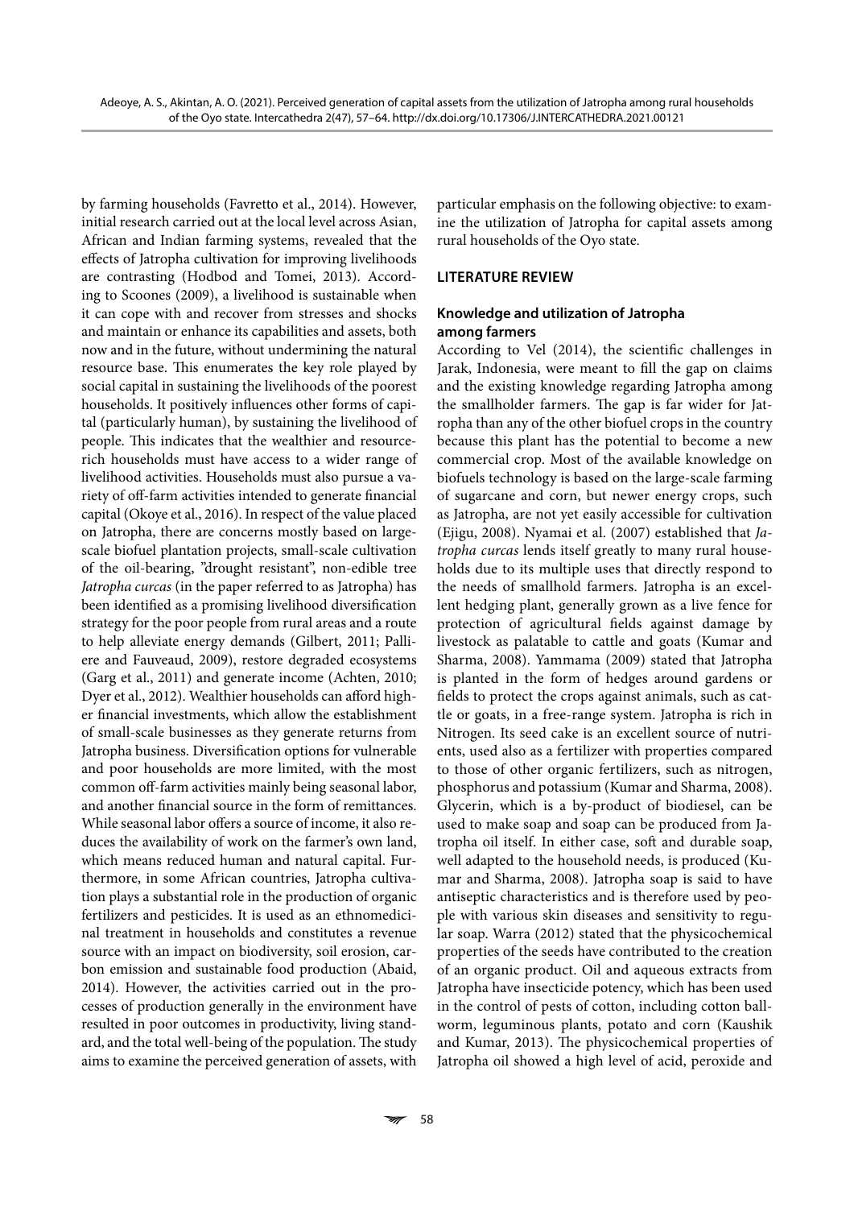by farming households (Favretto et al., 2014). However, initial research carried out at the local level across Asian, African and Indian farming systems, revealed that the effects of Jatropha cultivation for improving livelihoods are contrasting (Hodbod and Tomei, 2013). According to Scoones (2009), a livelihood is sustainable when it can cope with and recover from stresses and shocks and maintain or enhance its capabilities and assets, both now and in the future, without undermining the natural resource base. This enumerates the key role played by social capital in sustaining the livelihoods of the poorest households. It positively influences other forms of capital (particularly human), by sustaining the livelihood of people. This indicates that the wealthier and resource-rich households must have access to a wider range of livelihood activities. Households must also pursue a variety of off-farm activities intended to generate financial capital (Okoye et al., 2016). In respect of the value placed on Jatropha, there are concerns mostly based on large-scale biofuel plantation projects, small-scale cultivation of the oil-bearing, "drought resistant", non-edible tree *Jatropha curcas* (in the paper referred to as Jatropha) has been identified as a promising livelihood diversification strategy for the poor people from rural areas and a route to help alleviate energy demands (Gilbert, 2011; Palliere and Fauveaud, 2009), restore degraded ecosystems (Garg et al., 2011) and generate income (Achten, 2010; Dyer et al., 2012). Wealthier households can afford higher financial investments, which allow the establishment of small-scale businesses as they generate returns from Jatropha business. Diversification options for vulnerable and poor households are more limited, with the most common off-farm activities mainly being seasonal labor, and another financial source in the form of remittances. While seasonal labor offers a source of income, it also reduces the availability of work on the farmer's own land, which means reduced human and natural capital. Furthermore, in some African countries, Jatropha cultivation plays a substantial role in the production of organic fertilizers and pesticides. It is used as an ethnomedicinal treatment in households and constitutes a revenue source with an impact on biodiversity, soil erosion, carbon emission and sustainable food production (Abaid, 2014). However, the activities carried out in the processes of production generally in the environment have resulted in poor outcomes in productivity, living standard, and the total well-being of the population. The study aims to examine the perceived generation of assets, with particular emphasis on the following objective: to examine the utilization of Jatropha for capital assets among rural households of the Oyo state.

## LITERATURE REVIEW

### Knowledge and utilization of Jatropha among farmers

According to Vel (2014), the scientific challenges in Jarak, Indonesia, were meant to fill the gap on claims and the existing knowledge regarding Jatropha among the smallholder farmers. The gap is far wider for Jatropha than any of the other biofuel crops in the country because this plant has the potential to become a new commercial crop. Most of the available knowledge on biofuels technology is based on the large-scale farming of sugarcane and corn, but newer energy crops, such as Jatropha, are not yet easily accessible for cultivation (Ejigu, 2008). Nyamai et al. (2007) established that *Jatropha curcas* lends itself greatly to many rural households due to its multiple uses that directly respond to the needs of smallhold farmers. Jatropha is an excellent hedging plant, generally grown as a live fence for protection of agricultural fields against damage by livestock as palatable to cattle and goats (Kumar and Sharma, 2008). Yammama (2009) stated that Jatropha is planted in the form of hedges around gardens or fields to protect the crops against animals, such as cattle or goats, in a free-range system. Jatropha is rich in Nitrogen. Its seed cake is an excellent source of nutrients, used also as a fertilizer with properties compared to those of other organic fertilizers, such as nitrogen, phosphorus and potassium (Kumar and Sharma, 2008). Glycerin, which is a by-product of biodiesel, can be used to make soap and soap can be produced from Jatropha oil itself. In either case, soft and durable soap, well adapted to the household needs, is produced (Kumar and Sharma, 2008). Jatropha soap is said to have antiseptic characteristics and is therefore used by people with various skin diseases and sensitivity to regular soap. Warra (2012) stated that the physicochemical properties of the seeds have contributed to the creation of an organic product. Oil and aqueous extracts from Jatropha have insecticide potency, which has been used in the control of pests of cotton, including cotton ballworm, leguminous plants, potato and corn (Kaushik and Kumar, 2013). The physicochemical properties of Jatropha oil showed a high level of acid, peroxide and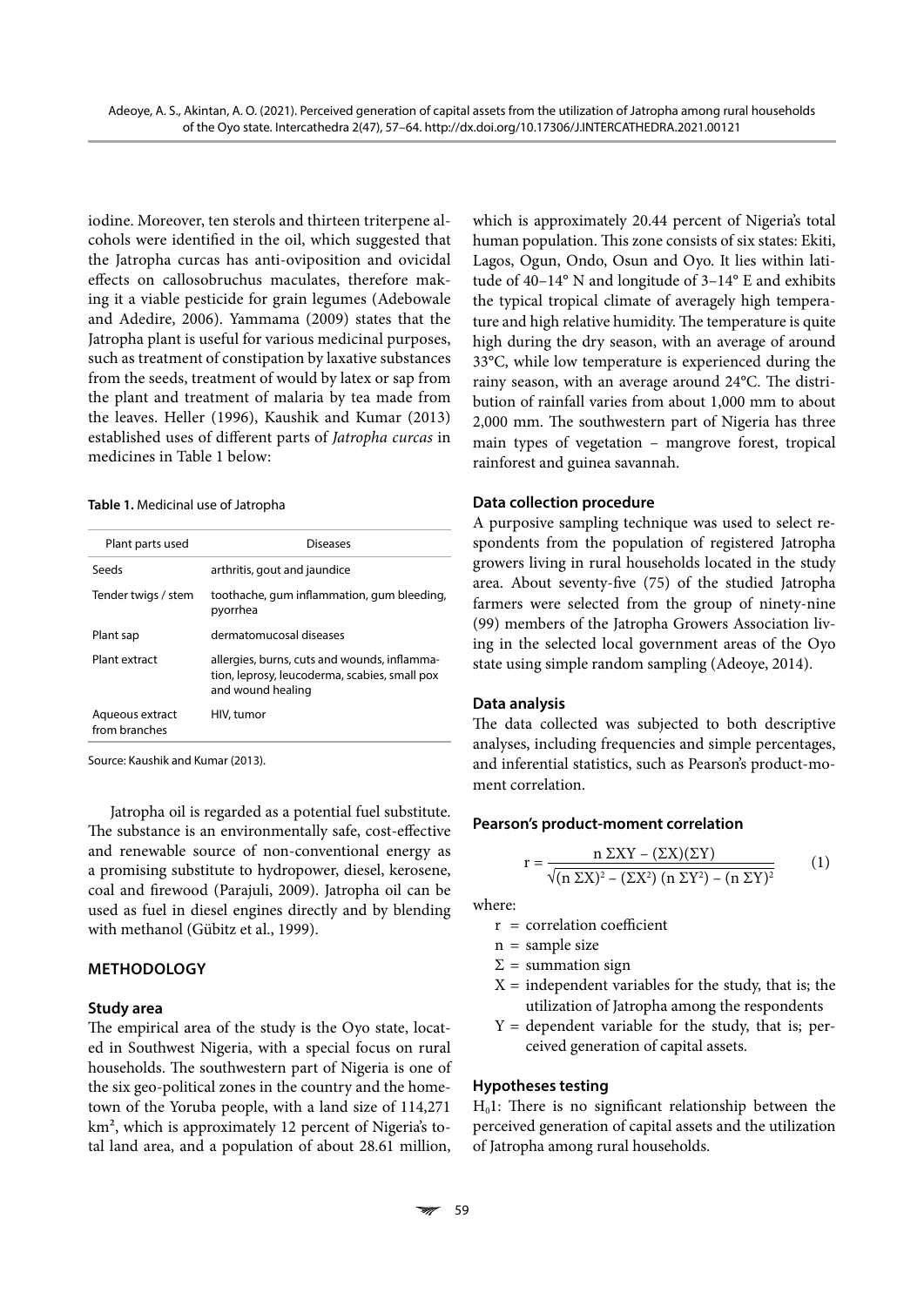iodine. Moreover, ten sterols and thirteen triterpene alcohols were identified in the oil, which suggested that the Jatropha curcas has anti-oviposition and ovicidal effects on callosobruchus maculates, therefore making it a viable pesticide for grain legumes (Adebowale and Adedire, 2006). Yammama (2009) states that the Jatropha plant is useful for various medicinal purposes, such as treatment of constipation by laxative substances from the seeds, treatment of would by latex or sap from the plant and treatment of malaria by tea made from the leaves. Heller (1996), Kaushik and Kumar (2013) established uses of different parts of *Jatropha curcas* in medicines in Table 1 below:

**Table 1.** Medicinal use of Jatropha

| Plant parts used | Diseases |
|---|---|
| Seeds | arthritis, gout and jaundice |
| Tender twigs / stem | toothache, gum inflammation, gum bleeding, pyorrhea |
| Plant sap | dermatomucosal diseases |
| Plant extract | allergies, burns, cuts and wounds, inflammation, leprosy, leucoderma, scabies, small pox and wound healing |
| Aqueous extract from branches | HIV, tumor |

Source: Kaushik and Kumar (2013).

Jatropha oil is regarded as a potential fuel substitute. The substance is an environmentally safe, cost-effective and renewable source of non-conventional energy as a promising substitute to hydropower, diesel, kerosene, coal and firewood (Parajuli, 2009). Jatropha oil can be used as fuel in diesel engines directly and by blending with methanol (Gübitz et al., 1999).

## METHODOLOGY

### Study area

The empirical area of the study is the Oyo state, located in Southwest Nigeria, with a special focus on rural households. The southwestern part of Nigeria is one of the six geo-political zones in the country and the hometown of the Yoruba people, with a land size of 114,271 km², which is approximately 12 percent of Nigeria's total land area, and a population of about 28.61 million, which is approximately 20.44 percent of Nigeria's total human population. This zone consists of six states: Ekiti, Lagos, Ogun, Ondo, Osun and Oyo. It lies within latitude of 40–14° N and longitude of 3–14° E and exhibits the typical tropical climate of averagely high temperature and high relative humidity. The temperature is quite high during the dry season, with an average of around 33°C, while low temperature is experienced during the rainy season, with an average around 24°C. The distribution of rainfall varies from about 1,000 mm to about 2,000 mm. The southwestern part of Nigeria has three main types of vegetation – mangrove forest, tropical rainforest and guinea savannah.

### Data collection procedure

A purposive sampling technique was used to select respondents from the population of registered Jatropha growers living in rural households located in the study area. About seventy-five (75) of the studied Jatropha farmers were selected from the group of ninety-nine (99) members of the Jatropha Growers Association living in the selected local government areas of the Oyo state using simple random sampling (Adeoye, 2014).

### Data analysis

The data collected was subjected to both descriptive analyses, including frequencies and simple percentages, and inferential statistics, such as Pearson's product-moment correlation.

### Pearson's product-moment correlation

$$r = \frac{n\,\Sigma XY - (\Sigma X)(\Sigma Y)}{\sqrt{(n\,\Sigma X)^2 - (\Sigma X^2)\,(n\,\Sigma Y^2) - (n\,\Sigma Y)^2}} \qquad (1)$$

where:

- $r$ = correlation coefficient
- $n$ = sample size
- $\Sigma$ = summation sign
- $X$ = independent variables for the study, that is; the utilization of Jatropha among the respondents
- $Y$ = dependent variable for the study, that is; perceived generation of capital assets.

### Hypotheses testing

$H_0 1$: There is no significant relationship between the perceived generation of capital assets and the utilization of Jatropha among rural households.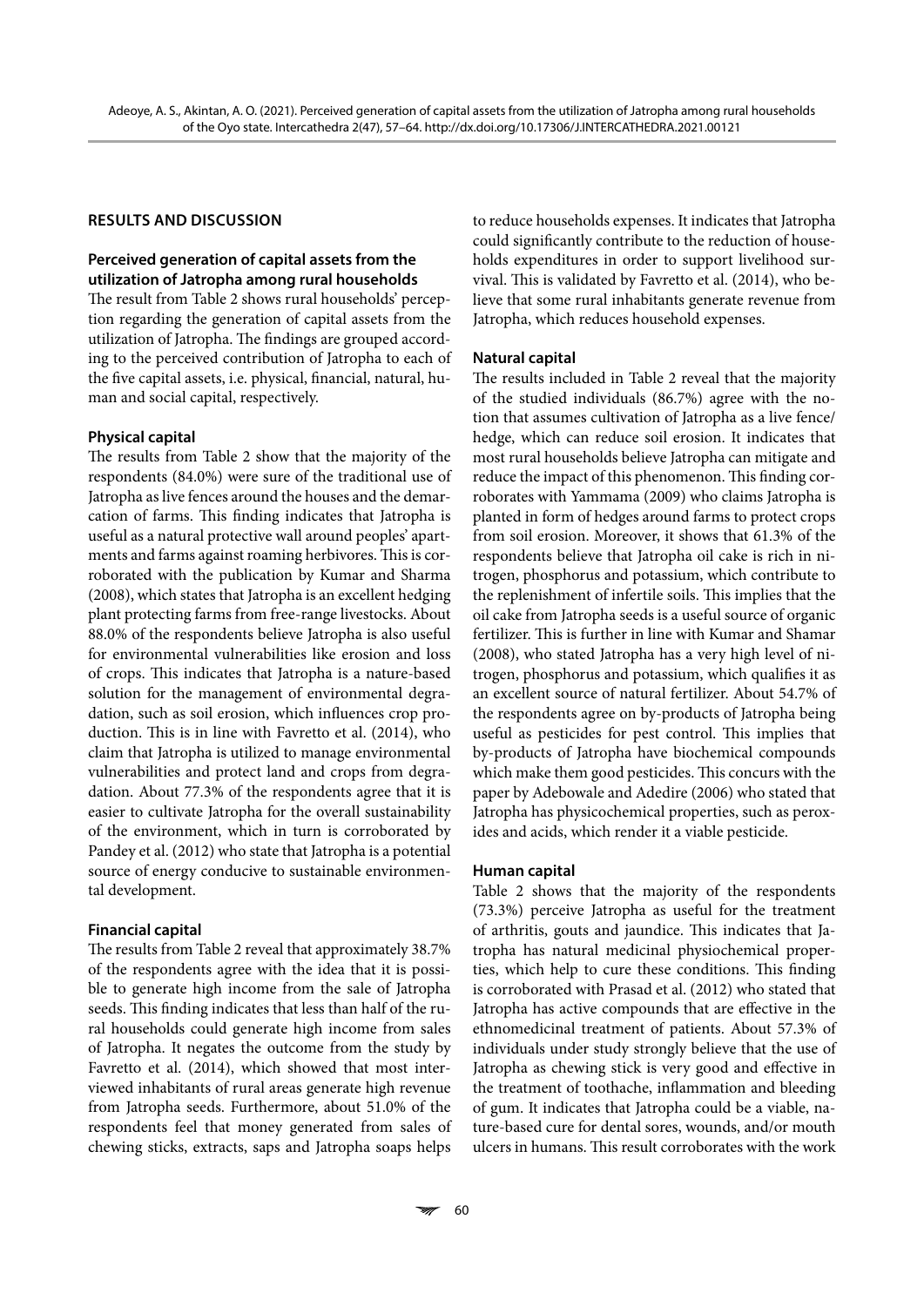## RESULTS AND DISCUSSION

### Perceived generation of capital assets from the utilization of Jatropha among rural households

The result from Table 2 shows rural households' perception regarding the generation of capital assets from the utilization of Jatropha. The findings are grouped according to the perceived contribution of Jatropha to each of the five capital assets, i.e. physical, financial, natural, human and social capital, respectively.

#### Physical capital

The results from Table 2 show that the majority of the respondents (84.0%) were sure of the traditional use of Jatropha as live fences around the houses and the demarcation of farms. This finding indicates that Jatropha is useful as a natural protective wall around peoples' apartments and farms against roaming herbivores. This is corroborated with the publication by Kumar and Sharma (2008), which states that Jatropha is an excellent hedging plant protecting farms from free-range livestocks. About 88.0% of the respondents believe Jatropha is also useful for environmental vulnerabilities like erosion and loss of crops. This indicates that Jatropha is a nature-based solution for the management of environmental degradation, such as soil erosion, which influences crop production. This is in line with Favretto et al. (2014), who claim that Jatropha is utilized to manage environmental vulnerabilities and protect land and crops from degradation. About 77.3% of the respondents agree that it is easier to cultivate Jatropha for the overall sustainability of the environment, which in turn is corroborated by Pandey et al. (2012) who state that Jatropha is a potential source of energy conducive to sustainable environmental development.

#### Financial capital

The results from Table 2 reveal that approximately 38.7% of the respondents agree with the idea that it is possible to generate high income from the sale of Jatropha seeds. This finding indicates that less than half of the rural households could generate high income from sales of Jatropha. It negates the outcome from the study by Favretto et al. (2014), which showed that most interviewed inhabitants of rural areas generate high revenue from Jatropha seeds. Furthermore, about 51.0% of the respondents feel that money generated from sales of chewing sticks, extracts, saps and Jatropha soaps helps to reduce households expenses. It indicates that Jatropha could significantly contribute to the reduction of households expenditures in order to support livelihood survival. This is validated by Favretto et al. (2014), who believe that some rural inhabitants generate revenue from Jatropha, which reduces household expenses.

#### Natural capital

The results included in Table 2 reveal that the majority of the studied individuals (86.7%) agree with the notion that assumes cultivation of Jatropha as a live fence/hedge, which can reduce soil erosion. It indicates that most rural households believe Jatropha can mitigate and reduce the impact of this phenomenon. This finding corroborates with Yammama (2009) who claims Jatropha is planted in form of hedges around farms to protect crops from soil erosion. Moreover, it shows that 61.3% of the respondents believe that Jatropha oil cake is rich in nitrogen, phosphorus and potassium, which contribute to the replenishment of infertile soils. This implies that the oil cake from Jatropha seeds is a useful source of organic fertilizer. This is further in line with Kumar and Shamar (2008), who stated Jatropha has a very high level of nitrogen, phosphorus and potassium, which qualifies it as an excellent source of natural fertilizer. About 54.7% of the respondents agree on by-products of Jatropha being useful as pesticides for pest control. This implies that by-products of Jatropha have biochemical compounds which make them good pesticides. This concurs with the paper by Adebowale and Adedire (2006) who stated that Jatropha has physicochemical properties, such as peroxides and acids, which render it a viable pesticide.

#### Human capital

Table 2 shows that the majority of the respondents (73.3%) perceive Jatropha as useful for the treatment of arthritis, gouts and jaundice. This indicates that Jatropha has natural medicinal physiochemical properties, which help to cure these conditions. This finding is corroborated with Prasad et al. (2012) who stated that Jatropha has active compounds that are effective in the ethnomedicinal treatment of patients. About 57.3% of individuals under study strongly believe that the use of Jatropha as chewing stick is very good and effective in the treatment of toothache, inflammation and bleeding of gum. It indicates that Jatropha could be a viable, nature-based cure for dental sores, wounds, and/or mouth ulcers in humans. This result corroborates with the work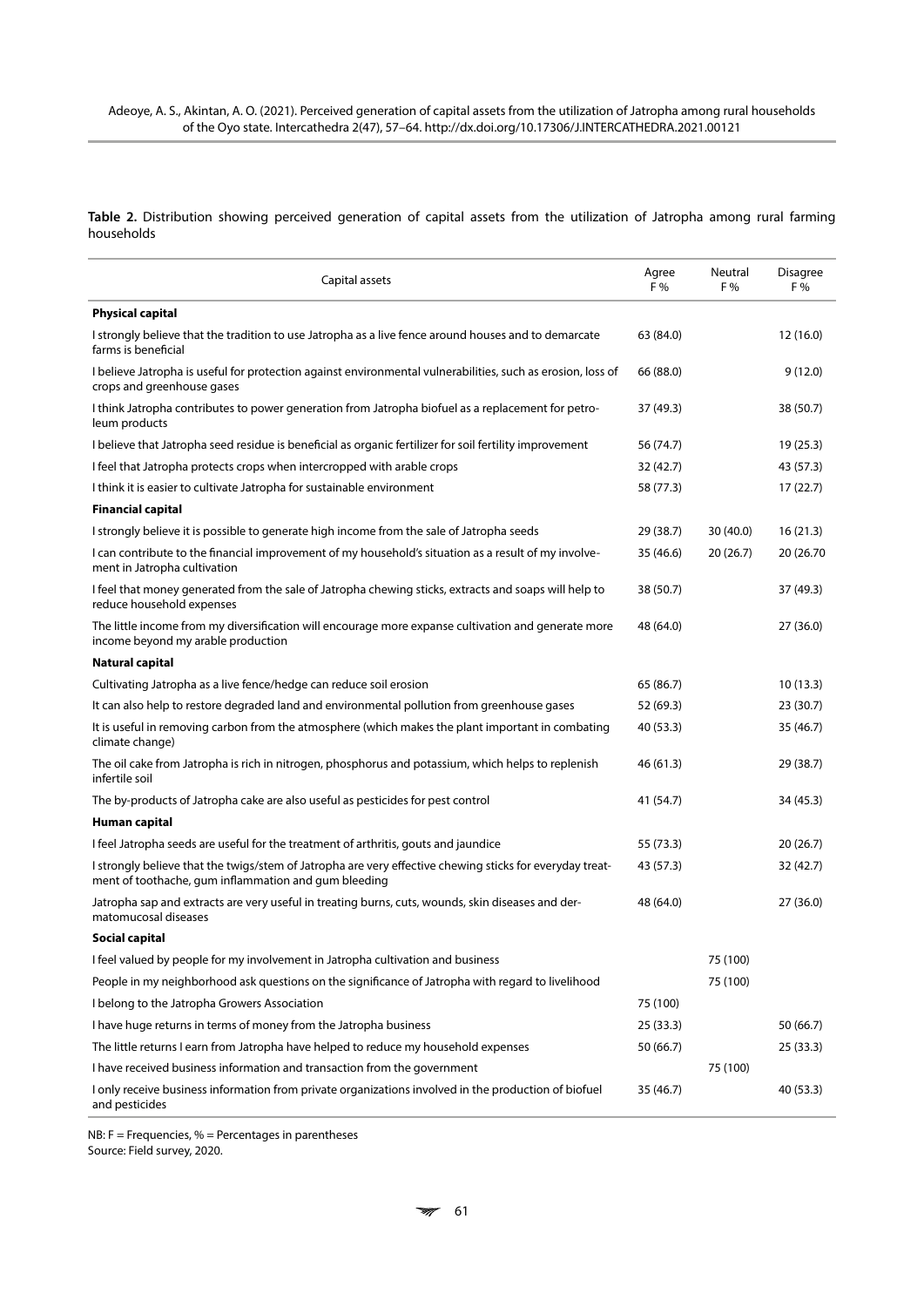**Table 2.** Distribution showing perceived generation of capital assets from the utilization of Jatropha among rural farming households

| Capital assets | Agree F % | Neutral F % | Disagree F % |
|---|---|---|---|
| **Physical capital** | | | |
| I strongly believe that the tradition to use Jatropha as a live fence around houses and to demarcate farms is beneficial | 63 (84.0) | | 12 (16.0) |
| I believe Jatropha is useful for protection against environmental vulnerabilities, such as erosion, loss of crops and greenhouse gases | 66 (88.0) | | 9 (12.0) |
| I think Jatropha contributes to power generation from Jatropha biofuel as a replacement for petroleum products | 37 (49.3) | | 38 (50.7) |
| I believe that Jatropha seed residue is beneficial as organic fertilizer for soil fertility improvement | 56 (74.7) | | 19 (25.3) |
| I feel that Jatropha protects crops when intercropped with arable crops | 32 (42.7) | | 43 (57.3) |
| I think it is easier to cultivate Jatropha for sustainable environment | 58 (77.3) | | 17 (22.7) |
| **Financial capital** | | | |
| I strongly believe it is possible to generate high income from the sale of Jatropha seeds | 29 (38.7) | 30 (40.0) | 16 (21.3) |
| I can contribute to the financial improvement of my household's situation as a result of my involvement in Jatropha cultivation | 35 (46.6) | 20 (26.7) | 20 (26.70 |
| I feel that money generated from the sale of Jatropha chewing sticks, extracts and soaps will help to reduce household expenses | 38 (50.7) | | 37 (49.3) |
| The little income from my diversification will encourage more expanse cultivation and generate more income beyond my arable production | 48 (64.0) | | 27 (36.0) |
| **Natural capital** | | | |
| Cultivating Jatropha as a live fence/hedge can reduce soil erosion | 65 (86.7) | | 10 (13.3) |
| It can also help to restore degraded land and environmental pollution from greenhouse gases | 52 (69.3) | | 23 (30.7) |
| It is useful in removing carbon from the atmosphere (which makes the plant important in combating climate change) | 40 (53.3) | | 35 (46.7) |
| The oil cake from Jatropha is rich in nitrogen, phosphorus and potassium, which helps to replenish infertile soil | 46 (61.3) | | 29 (38.7) |
| The by-products of Jatropha cake are also useful as pesticides for pest control | 41 (54.7) | | 34 (45.3) |
| **Human capital** | | | |
| I feel Jatropha seeds are useful for the treatment of arthritis, gouts and jaundice | 55 (73.3) | | 20 (26.7) |
| I strongly believe that the twigs/stem of Jatropha are very effective chewing sticks for everyday treatment of toothache, gum inflammation and gum bleeding | 43 (57.3) | | 32 (42.7) |
| Jatropha sap and extracts are very useful in treating burns, cuts, wounds, skin diseases and dermatomucosal diseases | 48 (64.0) | | 27 (36.0) |
| **Social capital** | | | |
| I feel valued by people for my involvement in Jatropha cultivation and business | | 75 (100) | |
| People in my neighborhood ask questions on the significance of Jatropha with regard to livelihood | | 75 (100) | |
| I belong to the Jatropha Growers Association | 75 (100) | | |
| I have huge returns in terms of money from the Jatropha business | 25 (33.3) | | 50 (66.7) |
| The little returns I earn from Jatropha have helped to reduce my household expenses | 50 (66.7) | | 25 (33.3) |
| I have received business information and transaction from the government | | 75 (100) | |
| I only receive business information from private organizations involved in the production of biofuel and pesticides | 35 (46.7) | | 40 (53.3) |

NB: F = Frequencies, % = Percentages in parentheses
Source: Field survey, 2020.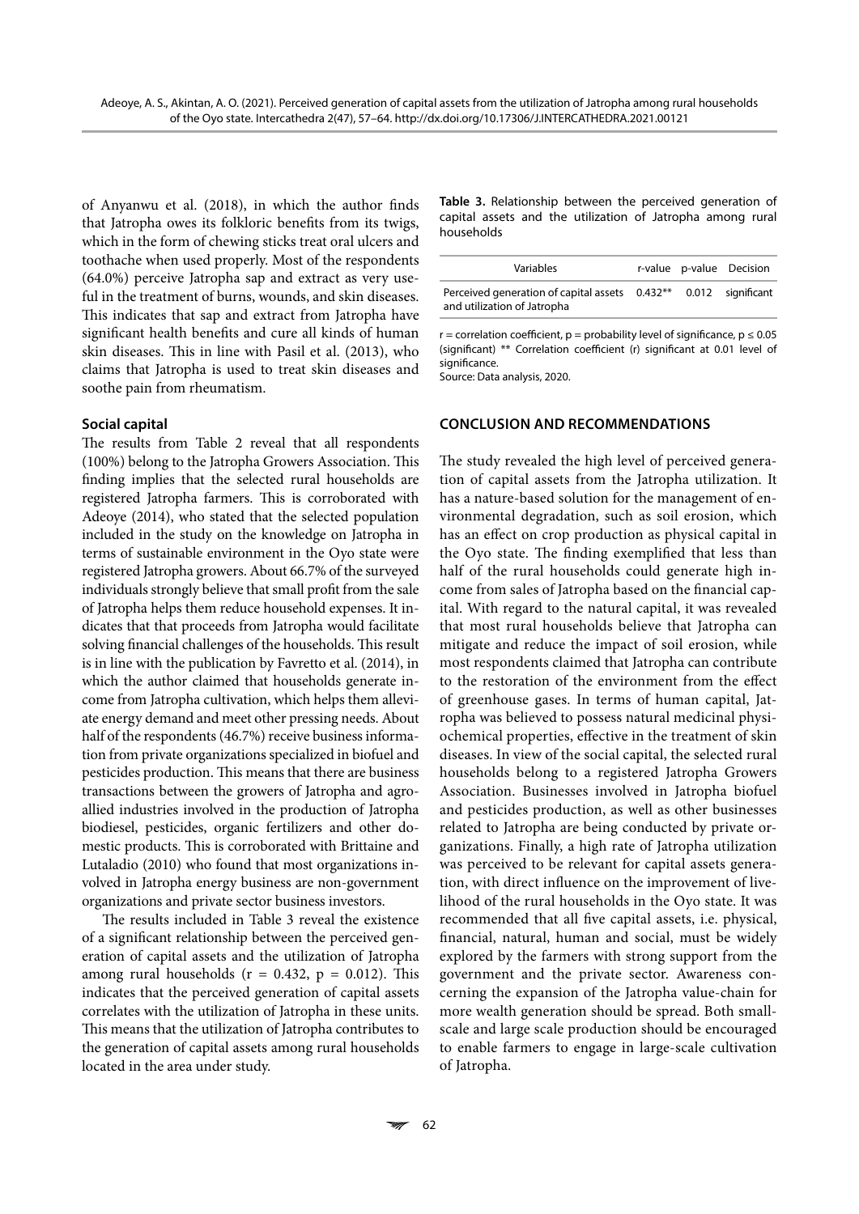of Anyanwu et al. (2018), in which the author finds that Jatropha owes its folkloric benefits from its twigs, which in the form of chewing sticks treat oral ulcers and toothache when used properly. Most of the respondents (64.0%) perceive Jatropha sap and extract as very useful in the treatment of burns, wounds, and skin diseases. This indicates that sap and extract from Jatropha have significant health benefits and cure all kinds of human skin diseases. This in line with Pasil et al. (2013), who claims that Jatropha is used to treat skin diseases and soothe pain from rheumatism.

### Social capital

The results from Table 2 reveal that all respondents (100%) belong to the Jatropha Growers Association. This finding implies that the selected rural households are registered Jatropha farmers. This is corroborated with Adeoye (2014), who stated that the selected population included in the study on the knowledge on Jatropha in terms of sustainable environment in the Oyo state were registered Jatropha growers. About 66.7% of the surveyed individuals strongly believe that small profit from the sale of Jatropha helps them reduce household expenses. It indicates that that proceeds from Jatropha would facilitate solving financial challenges of the households. This result is in line with the publication by Favretto et al. (2014), in which the author claimed that households generate income from Jatropha cultivation, which helps them alleviate energy demand and meet other pressing needs. About half of the respondents (46.7%) receive business information from private organizations specialized in biofuel and pesticides production. This means that there are business transactions between the growers of Jatropha and agro-allied industries involved in the production of Jatropha biodiesel, pesticides, organic fertilizers and other domestic products. This is corroborated with Brittaine and Lutaladio (2010) who found that most organizations involved in Jatropha energy business are non-government organizations and private sector business investors.

The results included in Table 3 reveal the existence of a significant relationship between the perceived generation of capital assets and the utilization of Jatropha among rural households ($r = 0.432$, $p = 0.012$). This indicates that the perceived generation of capital assets correlates with the utilization of Jatropha in these units. This means that the utilization of Jatropha contributes to the generation of capital assets among rural households located in the area under study.

**Table 3.** Relationship between the perceived generation of capital assets and the utilization of Jatropha among rural households

| Variables | r-value | p-value | Decision |
|---|---|---|---|
| Perceived generation of capital assets and utilization of Jatropha | 0.432** | 0.012 | significant |

r = correlation coefficient, p = probability level of significance, $p \le 0.05$ (significant) ** Correlation coefficient (r) significant at 0.01 level of significance.
Source: Data analysis, 2020.

## CONCLUSION AND RECOMMENDATIONS

The study revealed the high level of perceived generation of capital assets from the Jatropha utilization. It has a nature-based solution for the management of environmental degradation, such as soil erosion, which has an effect on crop production as physical capital in the Oyo state. The finding exemplified that less than half of the rural households could generate high income from sales of Jatropha based on the financial capital. With regard to the natural capital, it was revealed that most rural households believe that Jatropha can mitigate and reduce the impact of soil erosion, while most respondents claimed that Jatropha can contribute to the restoration of the environment from the effect of greenhouse gases. In terms of human capital, Jatropha was believed to possess natural medicinal physiochemical properties, effective in the treatment of skin diseases. In view of the social capital, the selected rural households belong to a registered Jatropha Growers Association. Businesses involved in Jatropha biofuel and pesticides production, as well as other businesses related to Jatropha are being conducted by private organizations. Finally, a high rate of Jatropha utilization was perceived to be relevant for capital assets generation, with direct influence on the improvement of livelihood of the rural households in the Oyo state. It was recommended that all five capital assets, i.e. physical, financial, natural, human and social, must be widely explored by the farmers with strong support from the government and the private sector. Awareness concerning the expansion of the Jatropha value-chain for more wealth generation should be spread. Both small-scale and large scale production should be encouraged to enable farmers to engage in large-scale cultivation of Jatropha.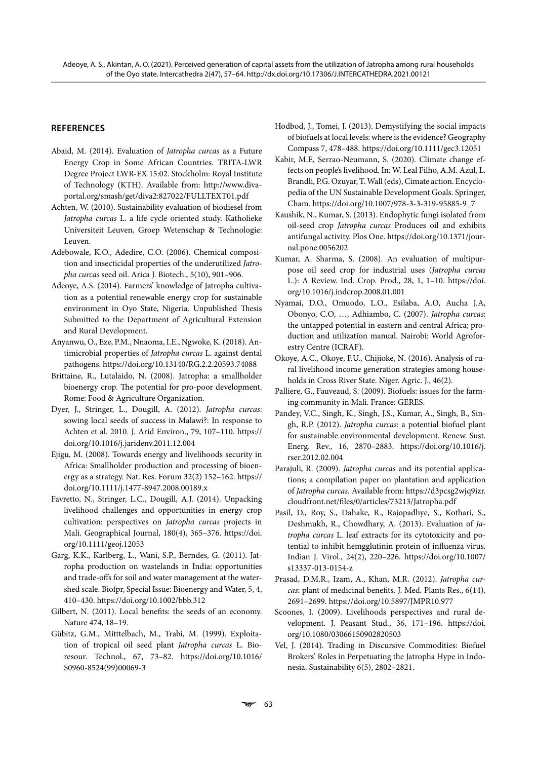## REFERENCES

Abaid, M. (2014). Evaluation of *Jatropha curcas* as a Future Energy Crop in Some African Countries. TRITA-LWR Degree Project LWR-EX 15:02. Stockholm: Royal Institute of Technology (KTH). Available from: http://www.diva-portal.org/smash/get/diva2:827022/FULLTEXT01.pdf

Achten, W. (2010). Sustainability evaluation of biodiesel from *Jatropha curcas* L. a life cycle oriented study. Katholieke Universiteit Leuven, Groep Wetenschap & Technologie: Leuven.

Adebowale, K.O., Adedire, C.O. (2006). Chemical composition and insecticidal properties of the underutilized *Jatropha curcas* seed oil. Arica J. Biotech., 5(10), 901–906.

Adeoye, A.S. (2014). Farmers' knowledge of Jatropha cultivation as a potential renewable energy crop for sustainable environment in Oyo State, Nigeria. Unpublished Thesis Submitted to the Department of Agricultural Extension and Rural Development.

Anyanwu, O., Eze, P.M., Nnaoma, I.E., Ngwoke, K. (2018). Antimicrobial properties of *Jatropha curcas* L. against dental pathogens. https://doi.org/10.13140/RG.2.2.20593.74088

Brittaine, R., Lutalaido, N. (2008). Jatropha: a smallholder bioenergy crop. The potential for pro-poor development. Rome: Food & Agriculture Organization.

Dyer, J., Stringer, L., Dougill, A. (2012). *Jatropha curcas*: sowing local seeds of success in Malawi?: In response to Achten et al. 2010. J. Arid Environ., 79, 107–110. https://doi.org/10.1016/j.jaridenv.2011.12.004

Ejigu, M. (2008). Towards energy and livelihoods security in Africa: Smallholder production and processing of bioenergy as a strategy. Nat. Res. Forum 32(2) 152–162. https://doi.org/10.1111/j.1477-8947.2008.00189.x

Favretto, N., Stringer, L.C., Dougill, A.J. (2014). Unpacking livelihood challenges and opportunities in energy crop cultivation: perspectives on *Jatropha curcas* projects in Mali. Geographical Journal, 180(4), 365–376. https://doi.org/10.1111/geoj.12053

Garg, K.K., Karlberg, L., Wani, S.P., Berndes, G. (2011). Jatropha production on wastelands in India: opportunities and trade-offs for soil and water management at the watershed scale. Biofpr, Special Issue: Bioenergy and Water, 5, 4, 410–430. https://doi.org/10.1002/bbb.312

Gilbert, N. (2011). Local benefits: the seeds of an economy. Nature 474, 18–19.

Gübitz, G.M., Mitttelbach, M., Trabi, M. (1999). Exploitation of tropical oil seed plant *Jatropha curcas* L. Bioresour. Technol., 67, 73–82. https://doi.org/10.1016/S0960-8524(99)00069-3

Hodbod, J., Tomei, J. (2013). Demystifying the social impacts of biofuels at local levels: where is the evidence? Geography Compass 7, 478–488. https://doi.org/10.1111/gec3.12051

Kabir, M.E, Serrao-Neumann, S. (2020). Climate change effects on people's livelihood. In: W. Leal Filho, A.M. Azul, L. Brandli, P.G. Ozuyar, T. Wall (eds), Cimate action. Encyclopedia of the UN Sustainable Development Goals. Springer, Cham. https://doi.org/10.1007/978-3-3-319-95885-9_7

Kaushik, N., Kumar, S. (2013). Endophytic fungi isolated from oil-seed crop *Jatropha curcas* Produces oil and exhibits antifungal activity. Plos One. https://doi.org/10.1371/journal.pone.0056202

Kumar, A. Sharma, S. (2008). An evaluation of multipurpose oil seed crop for industrial uses (*Jatropha curcas* L.): A Review. Ind. Crop. Prod., 28, 1, 1–10. https://doi.org/10.1016/j.indcrop.2008.01.001

Nyamai, D.O., Omuodo, L.O., Esilaba, A.O, Aucha J.A, Obonyo, C.O, …, Adhiambo, C. (2007). *Jatropha curcas*: the untapped potential in eastern and central Africa; production and utilization manual. Nairobi: World Agroforestry Centre (ICRAF).

Okoye, A.C., Okoye, F.U., Chijioke, N. (2016). Analysis of rural livelihood income generation strategies among households in Cross River State. Niger. Agric. J., 46(2).

Palliere, G., Fauveaud, S. (2009). Biofuels: issues for the farming community in Mali. France: GERES.

Pandey, V.C., Singh, K., Singh, J.S., Kumar, A., Singh, B., Singh, R.P. (2012). *Jatropha curcas*: a potential biofuel plant for sustainable environmental development. Renew. Sust. Energ. Rev., 16, 2870–2883. https://doi.org/10.1016/j.rser.2012.02.004

Parajuli, R. (2009). *Jatropha curcas* and its potential applications; a compilation paper on plantation and application of *Jatropha curcas*. Available from: https://d3pcsg2wjq9izr.cloudfront.net/files/0/articles/73213/Jatropha.pdf

Pasil, D., Roy, S., Dahake, R., Rajopadhye, S., Kothari, S., Deshmukh, R., Chowdhary, A. (2013). Evaluation of *Jatropha curcas* L. leaf extracts for its cytotoxicity and potential to inhibit hemgglutinin protein of influenza virus. Indian J. Virol., 24(2), 220–226. https://doi.org/10.1007/s13337-013-0154-z

Prasad, D.M.R., Izam, A., Khan, M.R. (2012). *Jatropha curcas*: plant of medicinal benefits. J. Med. Plants Res., 6(14), 2691–2699. https://doi.org/10.5897/JMPR10.977

Scoones, I. (2009). Livelihoods perspectives and rural development. J. Peasant Stud., 36, 171–196. https://doi.org/10.1080/03066150902820503

Vel, J. (2014). Trading in Discursive Commodities: Biofuel Brokers' Roles in Perpetuating the Jatropha Hype in Indonesia. Sustainability 6(5), 2802–2821.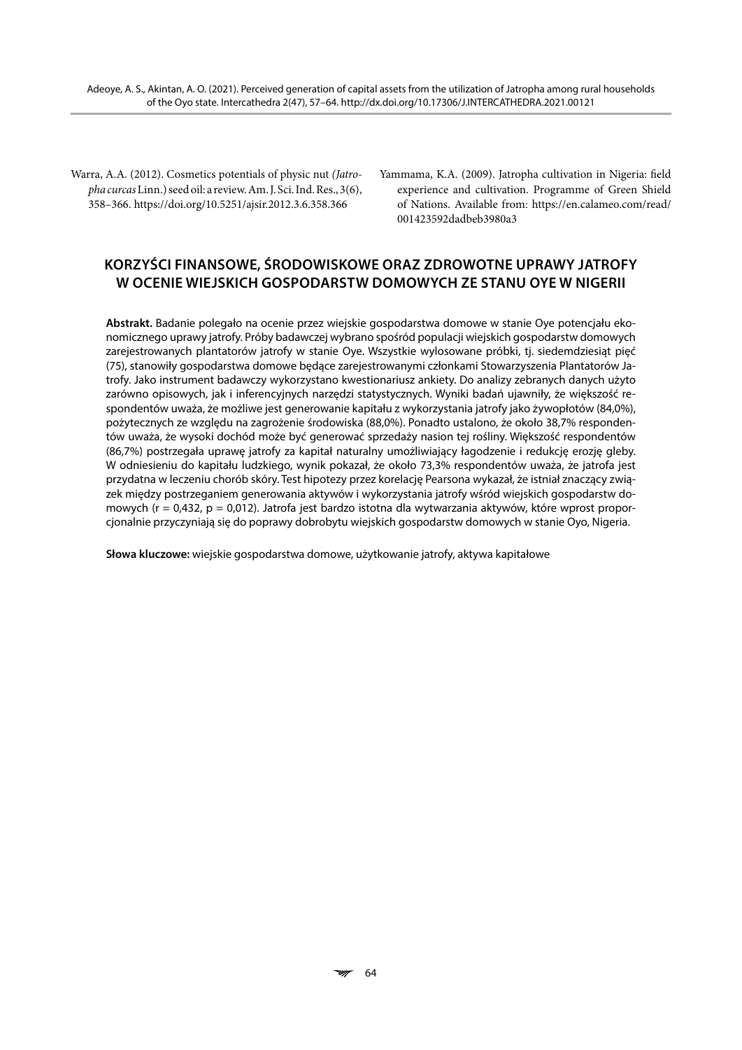Warra, A.A. (2012). Cosmetics potentials of physic nut *(Jatropha curcas* Linn.) seed oil: a review. Am. J. Sci. Ind. Res., 3(6), 358–366. https://doi.org/10.5251/ajsir.2012.3.6.358.366

Yammama, K.A. (2009). Jatropha cultivation in Nigeria: field experience and cultivation. Programme of Green Shield of Nations. Available from: https://en.calameo.com/read/001423592dadbeb3980a3

## KORZYŚCI FINANSOWE, ŚRODOWISKOWE ORAZ ZDROWOTNE UPRAWY JATROFY W OCENIE WIEJSKICH GOSPODARSTW DOMOWYCH ZE STANU OYE W NIGERII

**Abstrakt.** Badanie polegało na ocenie przez wiejskie gospodarstwa domowe w stanie Oye potencjału ekonomicznego uprawy jatrofy. Próby badawczej wybrano spośród populacji wiejskich gospodarstw domowych zarejestrowanych plantatorów jatrofy w stanie Oye. Wszystkie wylosowane próbki, tj. siedemdziesiąt pięć (75), stanowiły gospodarstwa domowe będące zarejestrowanymi członkami Stowarzyszenia Plantatorów Jatrofy. Jako instrument badawczy wykorzystano kwestionariusz ankiety. Do analizy zebranych danych użyto zarówno opisowych, jak i inferencyjnych narzędzi statystycznych. Wyniki badań ujawniły, że większość respondentów uważa, że możliwe jest generowanie kapitału z wykorzystania jatrofy jako żywopłotów (84,0%), pożytecznych ze względu na zagrożenie środowiska (88,0%). Ponadto ustalono, że około 38,7% respondentów uważa, że wysoki dochód może być generować sprzedaży nasion tej rośliny. Większość respondentów (86,7%) postrzegała uprawę jatrofy za kapitał naturalny umożliwiający łagodzenie i redukcję erozję gleby. W odniesieniu do kapitału ludzkiego, wynik pokazał, że około 73,3% respondentów uważa, że jatrofa jest przydatna w leczeniu chorób skóry. Test hipotezy przez korelację Pearsona wykazał, że istniał znaczący związek między postrzeganiem generowania aktywów i wykorzystania jatrofy wśród wiejskich gospodarstw domowych ($r = 0,432$, $p = 0,012$). Jatrofa jest bardzo istotna dla wytwarzania aktywów, które wprost proporcjonalnie przyczyniają się do poprawy dobrobytu wiejskich gospodarstw domowych w stanie Oyo, Nigeria.

**Słowa kluczowe:** wiejskie gospodarstwa domowe, użytkowanie jatrofy, aktywa kapitałowe